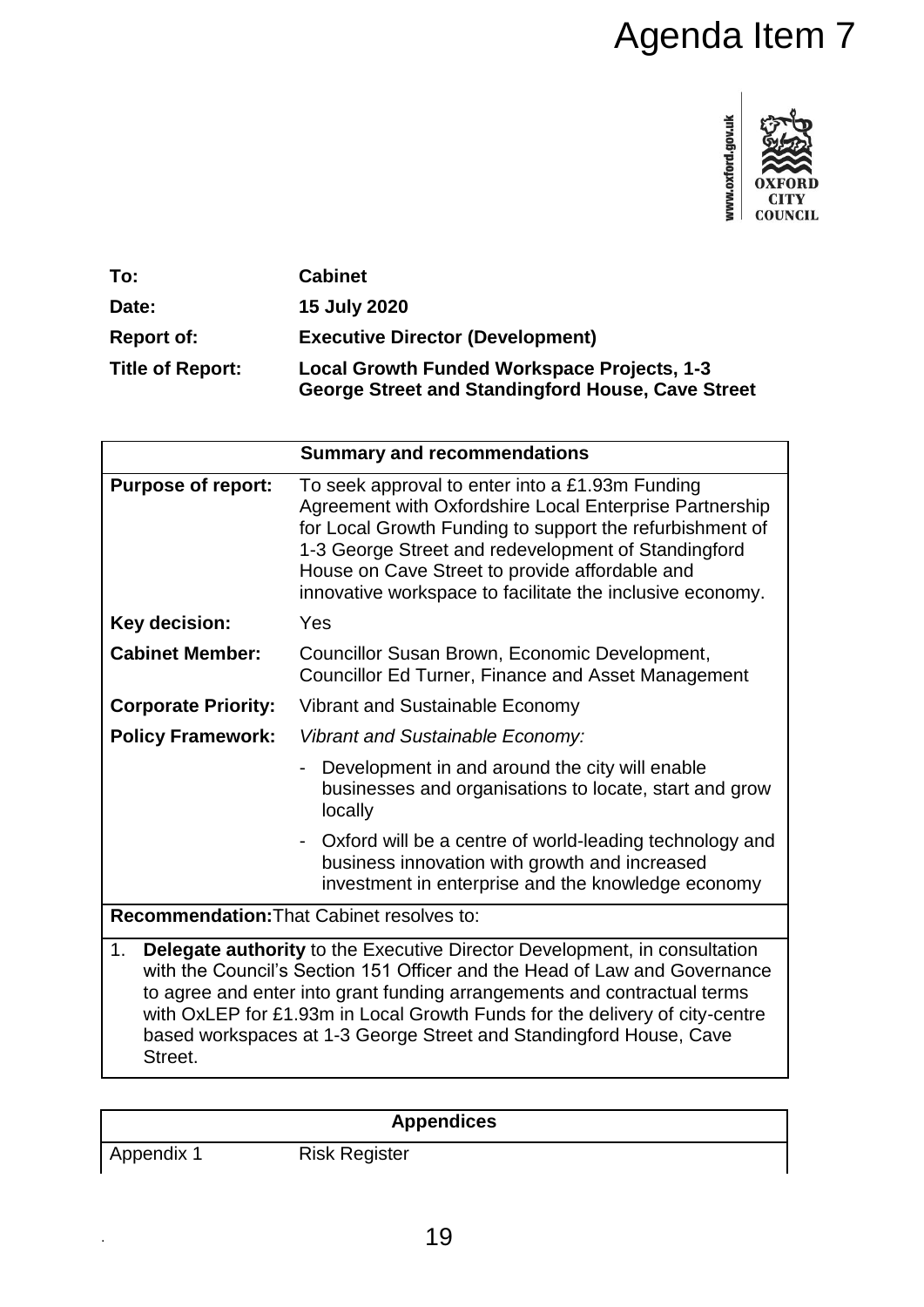# Agenda Item 7

| | |
|---|---|
| **To:** | **Cabinet** |
| **Date:** | **15 July 2020** |
| **Report of:** | **Executive Director (Development)** |
| **Title of Report:** | **Local Growth Funded Workspace Projects, 1-3 George Street and Standingford House, Cave Street** |

| **Summary and recommendations** | |
|---|---|
| **Purpose of report:** | To seek approval to enter into a £1.93m Funding Agreement with Oxfordshire Local Enterprise Partnership for Local Growth Funding to support the refurbishment of 1-3 George Street and redevelopment of Standingford House on Cave Street to provide affordable and innovative workspace to facilitate the inclusive economy. |
| **Key decision:** | Yes |
| **Cabinet Member:** | Councillor Susan Brown, Economic Development, Councillor Ed Turner, Finance and Asset Management |
| **Corporate Priority:** | Vibrant and Sustainable Economy |
| **Policy Framework:** | *Vibrant and Sustainable Economy:*<br>- Development in and around the city will enable businesses and organisations to locate, start and grow locally<br>- Oxford will be a centre of world-leading technology and business innovation with growth and increased investment in enterprise and the knowledge economy |

**Recommendation:** That Cabinet resolves to:

1. **Delegate authority** to the Executive Director Development, in consultation with the Council's Section 151 Officer and the Head of Law and Governance to agree and enter into grant funding arrangements and contractual terms with OxLEP for £1.93m in Local Growth Funds for the delivery of city-centre based workspaces at 1-3 George Street and Standingford House, Cave Street.

| **Appendices** | |
|---|---|
| Appendix 1 | Risk Register |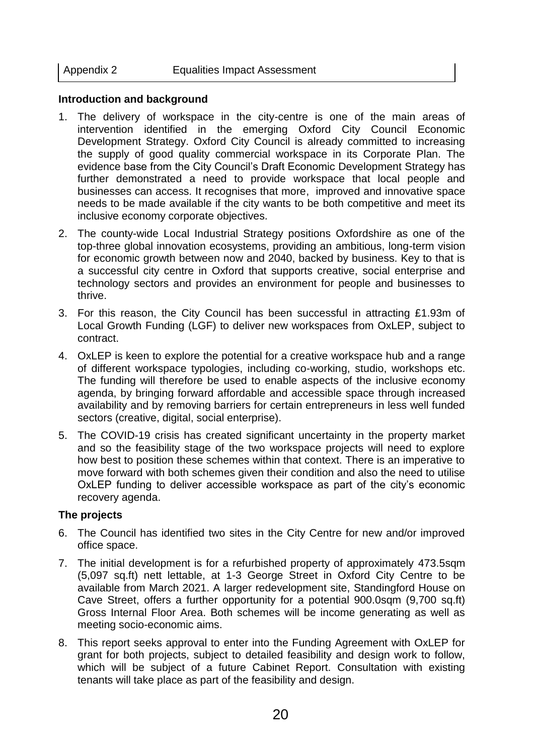| Appendix 2 | Equalities Impact Assessment |
|---|---|

**Introduction and background**

1. The delivery of workspace in the city-centre is one of the main areas of intervention identified in the emerging Oxford City Council Economic Development Strategy. Oxford City Council is already committed to increasing the supply of good quality commercial workspace in its Corporate Plan. The evidence base from the City Council's Draft Economic Development Strategy has further demonstrated a need to provide workspace that local people and businesses can access. It recognises that more, improved and innovative space needs to be made available if the city wants to be both competitive and meet its inclusive economy corporate objectives.
2. The county-wide Local Industrial Strategy positions Oxfordshire as one of the top-three global innovation ecosystems, providing an ambitious, long-term vision for economic growth between now and 2040, backed by business. Key to that is a successful city centre in Oxford that supports creative, social enterprise and technology sectors and provides an environment for people and businesses to thrive.
3. For this reason, the City Council has been successful in attracting £1.93m of Local Growth Funding (LGF) to deliver new workspaces from OxLEP, subject to contract.
4. OxLEP is keen to explore the potential for a creative workspace hub and a range of different workspace typologies, including co-working, studio, workshops etc. The funding will therefore be used to enable aspects of the inclusive economy agenda, by bringing forward affordable and accessible space through increased availability and by removing barriers for certain entrepreneurs in less well funded sectors (creative, digital, social enterprise).
5. The COVID-19 crisis has created significant uncertainty in the property market and so the feasibility stage of the two workspace projects will need to explore how best to position these schemes within that context. There is an imperative to move forward with both schemes given their condition and also the need to utilise OxLEP funding to deliver accessible workspace as part of the city's economic recovery agenda.

**The projects**

6. The Council has identified two sites in the City Centre for new and/or improved office space.
7. The initial development is for a refurbished property of approximately 473.5sqm (5,097 sq.ft) nett lettable, at 1-3 George Street in Oxford City Centre to be available from March 2021. A larger redevelopment site, Standingford House on Cave Street, offers a further opportunity for a potential 900.0sqm (9,700 sq.ft) Gross Internal Floor Area. Both schemes will be income generating as well as meeting socio-economic aims.
8. This report seeks approval to enter into the Funding Agreement with OxLEP for grant for both projects, subject to detailed feasibility and design work to follow, which will be subject of a future Cabinet Report. Consultation with existing tenants will take place as part of the feasibility and design.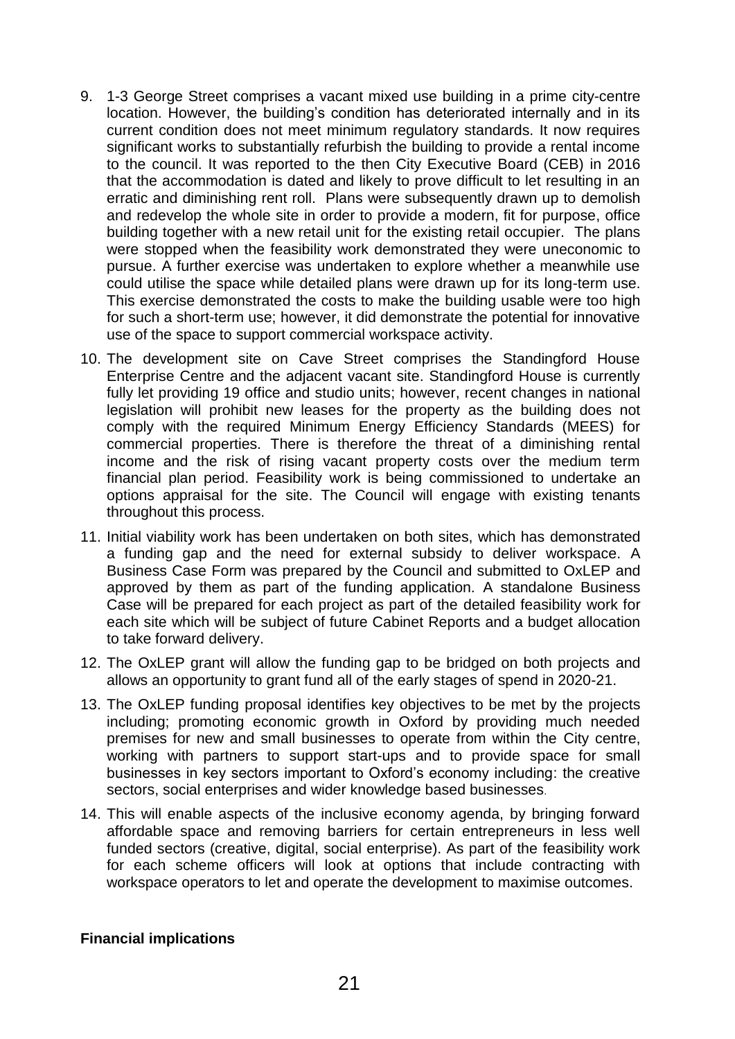9. 1-3 George Street comprises a vacant mixed use building in a prime city-centre location. However, the building's condition has deteriorated internally and in its current condition does not meet minimum regulatory standards. It now requires significant works to substantially refurbish the building to provide a rental income to the council. It was reported to the then City Executive Board (CEB) in 2016 that the accommodation is dated and likely to prove difficult to let resulting in an erratic and diminishing rent roll. Plans were subsequently drawn up to demolish and redevelop the whole site in order to provide a modern, fit for purpose, office building together with a new retail unit for the existing retail occupier. The plans were stopped when the feasibility work demonstrated they were uneconomic to pursue. A further exercise was undertaken to explore whether a meanwhile use could utilise the space while detailed plans were drawn up for its long-term use. This exercise demonstrated the costs to make the building usable were too high for such a short-term use; however, it did demonstrate the potential for innovative use of the space to support commercial workspace activity.

10. The development site on Cave Street comprises the Standingford House Enterprise Centre and the adjacent vacant site. Standingford House is currently fully let providing 19 office and studio units; however, recent changes in national legislation will prohibit new leases for the property as the building does not comply with the required Minimum Energy Efficiency Standards (MEES) for commercial properties. There is therefore the threat of a diminishing rental income and the risk of rising vacant property costs over the medium term financial plan period. Feasibility work is being commissioned to undertake an options appraisal for the site. The Council will engage with existing tenants throughout this process.

11. Initial viability work has been undertaken on both sites, which has demonstrated a funding gap and the need for external subsidy to deliver workspace. A Business Case Form was prepared by the Council and submitted to OxLEP and approved by them as part of the funding application. A standalone Business Case will be prepared for each project as part of the detailed feasibility work for each site which will be subject of future Cabinet Reports and a budget allocation to take forward delivery.

12. The OxLEP grant will allow the funding gap to be bridged on both projects and allows an opportunity to grant fund all of the early stages of spend in 2020-21.

13. The OxLEP funding proposal identifies key objectives to be met by the projects including; promoting economic growth in Oxford by providing much needed premises for new and small businesses to operate from within the City centre, working with partners to support start-ups and to provide space for small businesses in key sectors important to Oxford's economy including: the creative sectors, social enterprises and wider knowledge based businesses.

14. This will enable aspects of the inclusive economy agenda, by bringing forward affordable space and removing barriers for certain entrepreneurs in less well funded sectors (creative, digital, social enterprise). As part of the feasibility work for each scheme officers will look at options that include contracting with workspace operators to let and operate the development to maximise outcomes.

**Financial implications**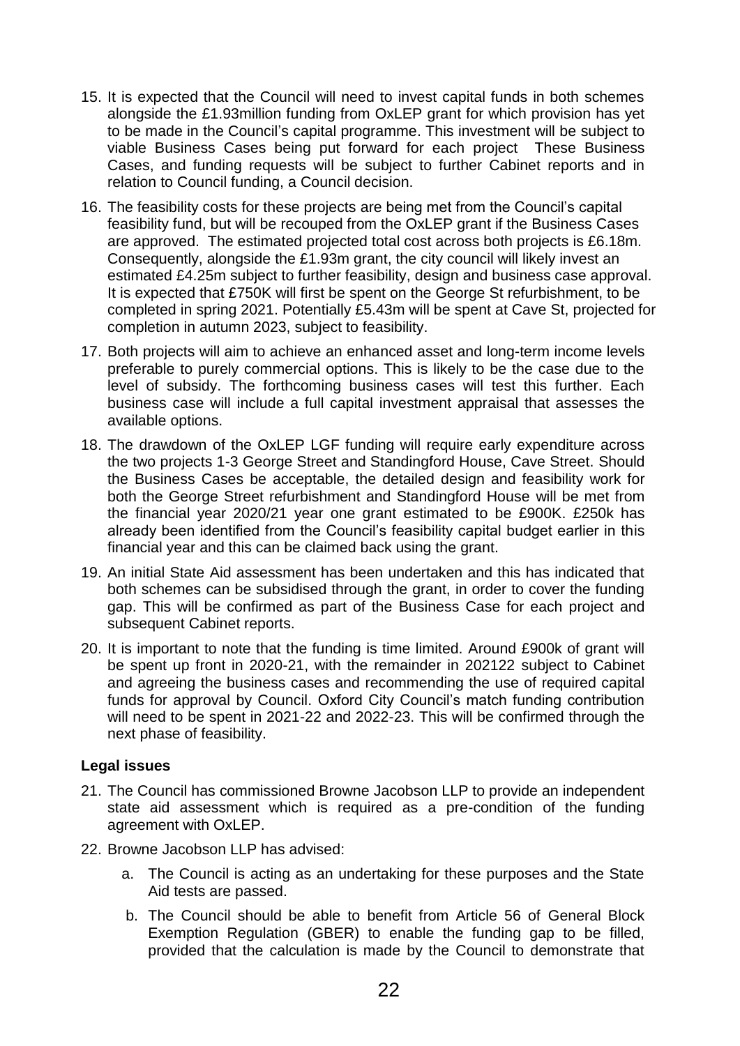15. It is expected that the Council will need to invest capital funds in both schemes alongside the £1.93million funding from OxLEP grant for which provision has yet to be made in the Council's capital programme. This investment will be subject to viable Business Cases being put forward for each project These Business Cases, and funding requests will be subject to further Cabinet reports and in relation to Council funding, a Council decision.

16. The feasibility costs for these projects are being met from the Council's capital feasibility fund, but will be recouped from the OxLEP grant if the Business Cases are approved. The estimated projected total cost across both projects is £6.18m. Consequently, alongside the £1.93m grant, the city council will likely invest an estimated £4.25m subject to further feasibility, design and business case approval. It is expected that £750K will first be spent on the George St refurbishment, to be completed in spring 2021. Potentially £5.43m will be spent at Cave St, projected for completion in autumn 2023, subject to feasibility.

17. Both projects will aim to achieve an enhanced asset and long-term income levels preferable to purely commercial options. This is likely to be the case due to the level of subsidy. The forthcoming business cases will test this further. Each business case will include a full capital investment appraisal that assesses the available options.

18. The drawdown of the OxLEP LGF funding will require early expenditure across the two projects 1-3 George Street and Standingford House, Cave Street. Should the Business Cases be acceptable, the detailed design and feasibility work for both the George Street refurbishment and Standingford House will be met from the financial year 2020/21 year one grant estimated to be £900K. £250k has already been identified from the Council's feasibility capital budget earlier in this financial year and this can be claimed back using the grant.

19. An initial State Aid assessment has been undertaken and this has indicated that both schemes can be subsidised through the grant, in order to cover the funding gap. This will be confirmed as part of the Business Case for each project and subsequent Cabinet reports.

20. It is important to note that the funding is time limited. Around £900k of grant will be spent up front in 2020-21, with the remainder in 202122 subject to Cabinet and agreeing the business cases and recommending the use of required capital funds for approval by Council. Oxford City Council's match funding contribution will need to be spent in 2021-22 and 2022-23. This will be confirmed through the next phase of feasibility.

**Legal issues**

21. The Council has commissioned Browne Jacobson LLP to provide an independent state aid assessment which is required as a pre-condition of the funding agreement with OxLEP.

22. Browne Jacobson LLP has advised:

    a. The Council is acting as an undertaking for these purposes and the State Aid tests are passed.

    b. The Council should be able to benefit from Article 56 of General Block Exemption Regulation (GBER) to enable the funding gap to be filled, provided that the calculation is made by the Council to demonstrate that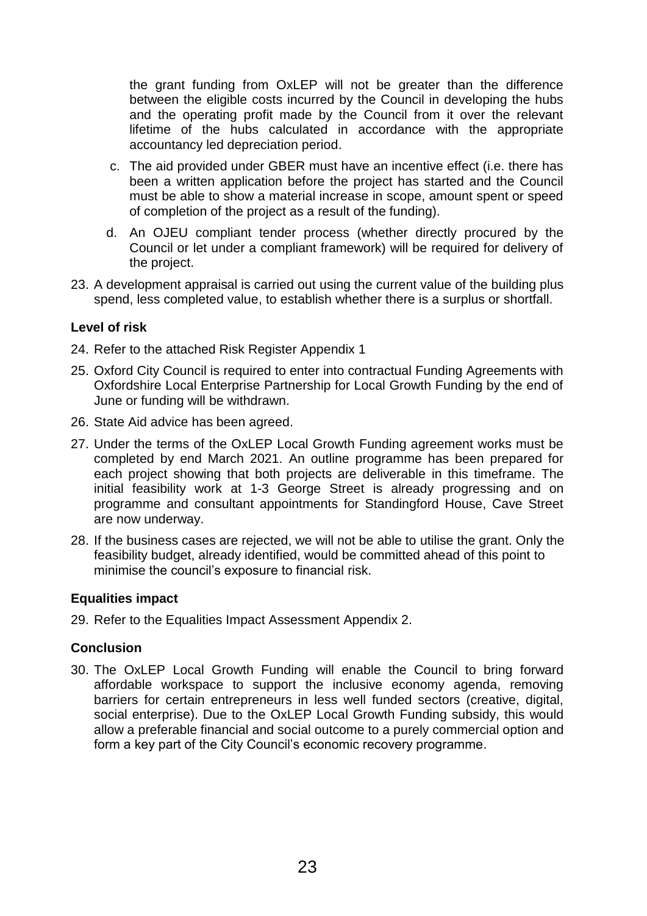the grant funding from OxLEP will not be greater than the difference between the eligible costs incurred by the Council in developing the hubs and the operating profit made by the Council from it over the relevant lifetime of the hubs calculated in accordance with the appropriate accountancy led depreciation period.

c. The aid provided under GBER must have an incentive effect (i.e. there has been a written application before the project has started and the Council must be able to show a material increase in scope, amount spent or speed of completion of the project as a result of the funding).

d. An OJEU compliant tender process (whether directly procured by the Council or let under a compliant framework) will be required for delivery of the project.

23. A development appraisal is carried out using the current value of the building plus spend, less completed value, to establish whether there is a surplus or shortfall.

**Level of risk**

24. Refer to the attached Risk Register Appendix 1

25. Oxford City Council is required to enter into contractual Funding Agreements with Oxfordshire Local Enterprise Partnership for Local Growth Funding by the end of June or funding will be withdrawn.

26. State Aid advice has been agreed.

27. Under the terms of the OxLEP Local Growth Funding agreement works must be completed by end March 2021. An outline programme has been prepared for each project showing that both projects are deliverable in this timeframe. The initial feasibility work at 1-3 George Street is already progressing and on programme and consultant appointments for Standingford House, Cave Street are now underway.

28. If the business cases are rejected, we will not be able to utilise the grant. Only the feasibility budget, already identified, would be committed ahead of this point to minimise the council's exposure to financial risk.

**Equalities impact**

29. Refer to the Equalities Impact Assessment Appendix 2.

**Conclusion**

30. The OxLEP Local Growth Funding will enable the Council to bring forward affordable workspace to support the inclusive economy agenda, removing barriers for certain entrepreneurs in less well funded sectors (creative, digital, social enterprise). Due to the OxLEP Local Growth Funding subsidy, this would allow a preferable financial and social outcome to a purely commercial option and form a key part of the City Council's economic recovery programme.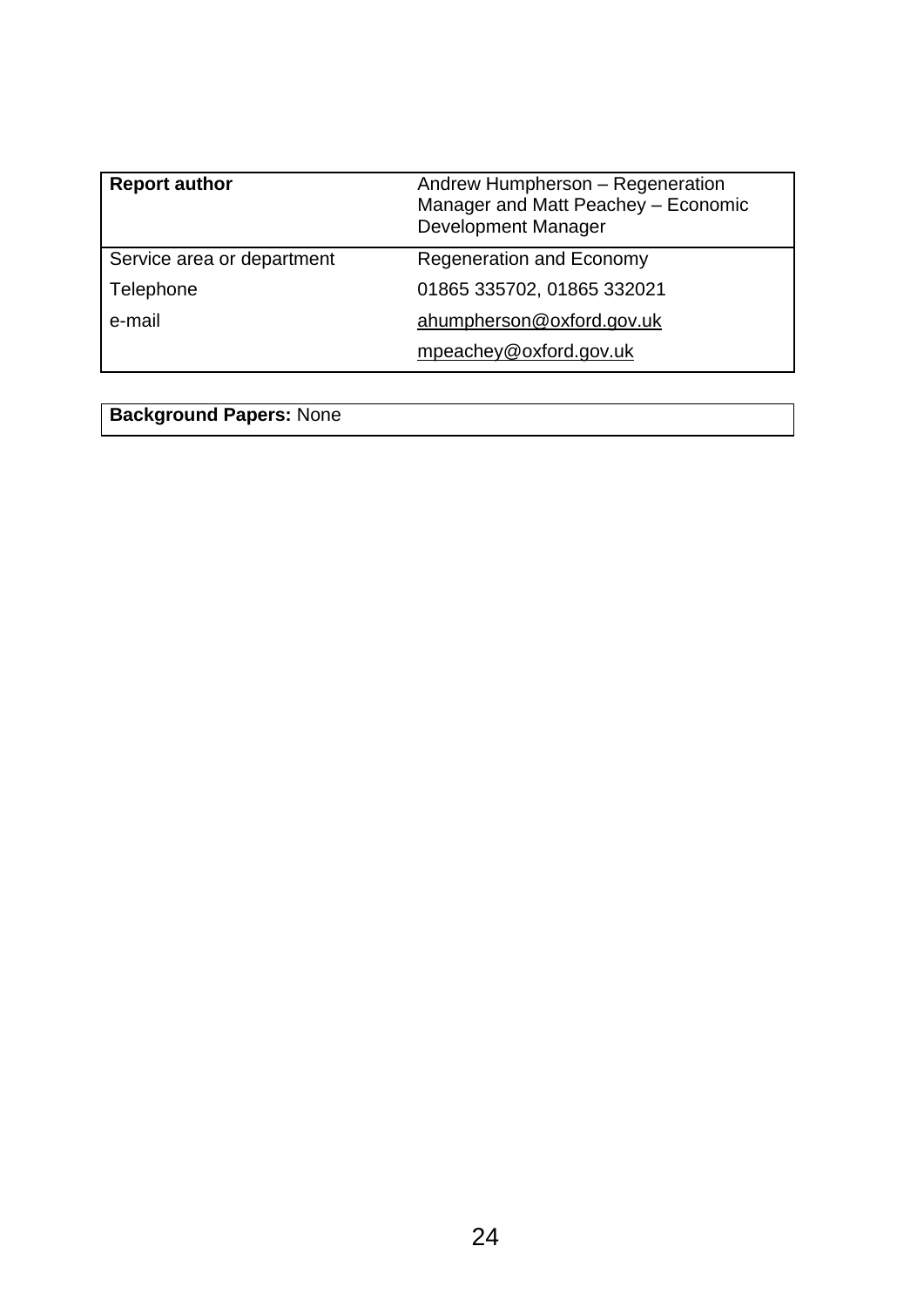| | |
|---|---|
| **Report author** | Andrew Humpherson – Regeneration Manager and Matt Peachey – Economic Development Manager |
| Service area or department | Regeneration and Economy |
| Telephone | 01865 335702, 01865 332021 |
| e-mail | ahumpherson@oxford.gov.uk<br>mpeachey@oxford.gov.uk |

**Background Papers:** None